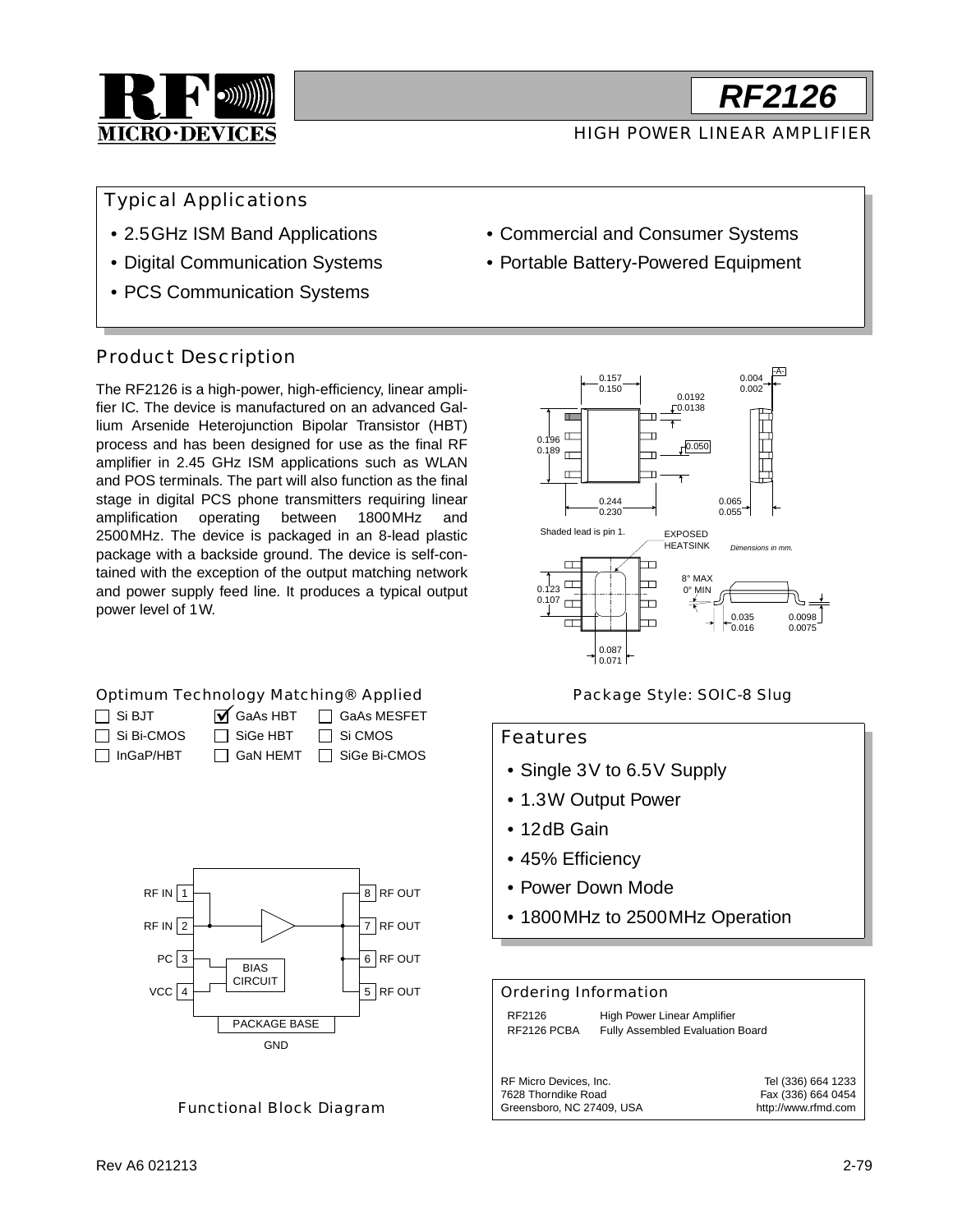# RF2126

## HIGH POWER LINEAR AMPLIFIER

### Typical Applications

- 2.5GHz ISM Band Applications
- Digital Communication Systems
- PCS Communication Systems
- Commercial and Consumer Systems
- Portable Battery-Powered Equipment

### Product Description

The RF2126 is a high-power, high-efficiency, linear amplifier IC. The device is manufactured on an advanced Gallium Arsenide Heterojunction Bipolar Transistor (HBT) process and has been designed for use as the final RF amplifier in 2.45 GHz ISM applications such as WLAN and POS terminals. The part will also function as the final stage in digital PCS phone transmitters requiring linear amplification operating between 1800MHz and 2500MHz. The device is packaged in an 8-lead plastic package with a backside ground. The device is self-contained with the exception of the output matching network and power supply feed line. It produces a typical output power level of 1W.

Shaded lead is pin 1.

EXPOSED HEATSINK

*Dimensions in mm.*

Package Style: SOIC-8 Slug

### Optimum Technology Matching® Applied

- [ ] Si BJT
- [x] GaAs HBT
- [ ] GaAs MESFET
- [ ] Si Bi-CMOS
- [ ] SiGe HBT
- [ ] Si CMOS
- [ ] InGaP/HBT
- [ ] GaN HEMT
- [ ] SiGe Bi-CMOS

### Features

- Single 3V to 6.5V Supply
- 1.3W Output Power
- 12dB Gain
- 45% Efficiency
- Power Down Mode
- 1800MHz to 2500MHz Operation

RF IN 1, RF IN 2, PC 3, VCC 4, RF OUT 5, RF OUT 6, RF OUT 7, RF OUT 8, BIAS CIRCUIT, PACKAGE BASE, GND

Functional Block Diagram

### Ordering Information

| | |
|---|---|
| RF2126 | High Power Linear Amplifier |
| RF2126 PCBA | Fully Assembled Evaluation Board |

RF Micro Devices, Inc.
7628 Thorndike Road
Greensboro, NC 27409, USA

Tel (336) 664 1233
Fax (336) 664 0454
http://www.rfmd.com

Rev A6 021213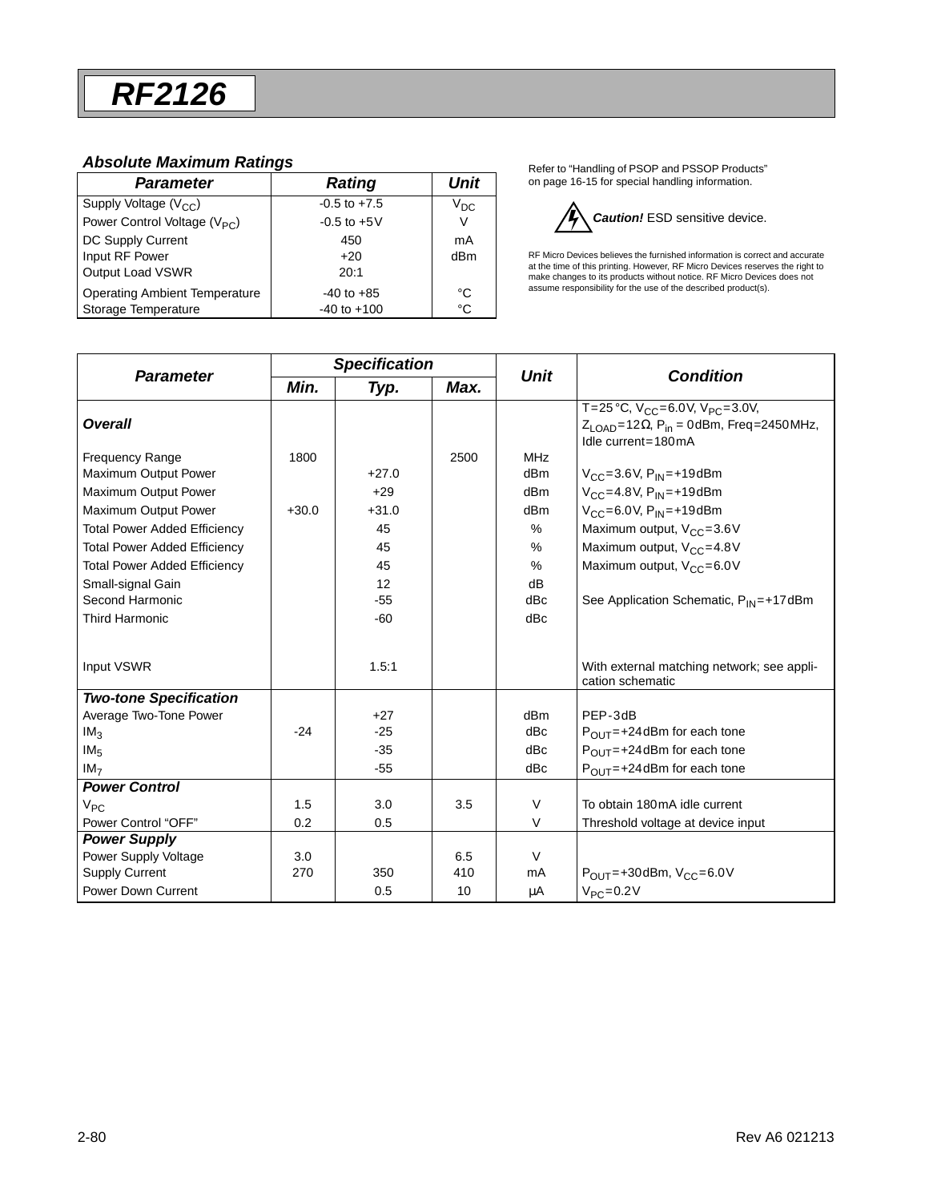# RF2126

### *Absolute Maximum Ratings*

| Parameter | Rating | Unit |
|---|---|---|
| Supply Voltage ($V_{CC}$) | -0.5 to +7.5 | $V_{DC}$ |
| Power Control Voltage ($V_{PC}$) | -0.5 to +5V | V |
| DC Supply Current | 450 | mA |
| Input RF Power | +20 | dBm |
| Output Load VSWR | 20:1 | |
| Operating Ambient Temperature | -40 to +85 | °C |
| Storage Temperature | -40 to +100 | °C |

Refer to "Handling of PSOP and PSSOP Products" on page 16-15 for special handling information.

***Caution!*** ESD sensitive device.

RF Micro Devices believes the furnished information is correct and accurate at the time of this printing. However, RF Micro Devices reserves the right to make changes to its products without notice. RF Micro Devices does not assume responsibility for the use of the described product(s).

| Parameter | Specification | | | Unit | Condition |
|---|---|---|---|---|---|
| | Min. | Typ. | Max. | | |
| ***Overall*** | | | | | T=25°C, $V_{CC}$=6.0V, $V_{PC}$=3.0V, $Z_{LOAD}$=12Ω, $P_{in}$ = 0dBm, Freq=2450MHz, Idle current=180mA |
| Frequency Range | 1800 | | 2500 | MHz | |
| Maximum Output Power | | +27.0 | | dBm | $V_{CC}$=3.6V, $P_{IN}$=+19dBm |
| Maximum Output Power | | +29 | | dBm | $V_{CC}$=4.8V, $P_{IN}$=+19dBm |
| Maximum Output Power | +30.0 | +31.0 | | dBm | $V_{CC}$=6.0V, $P_{IN}$=+19dBm |
| Total Power Added Efficiency | | 45 | | % | Maximum output, $V_{CC}$=3.6V |
| Total Power Added Efficiency | | 45 | | % | Maximum output, $V_{CC}$=4.8V |
| Total Power Added Efficiency | | 45 | | % | Maximum output, $V_{CC}$=6.0V |
| Small-signal Gain | | 12 | | dB | |
| Second Harmonic | | -55 | | dBc | See Application Schematic, $P_{IN}$=+17dBm |
| Third Harmonic | | -60 | | dBc | |
| Input VSWR | | 1.5:1 | | | With external matching network; see application schematic |
| ***Two-tone Specification*** | | | | | |
| Average Two-Tone Power | | +27 | | dBm | PEP-3dB |
| $IM_3$ | -24 | -25 | | dBc | $P_{OUT}$=+24dBm for each tone |
| $IM_5$ | | -35 | | dBc | $P_{OUT}$=+24dBm for each tone |
| $IM_7$ | | -55 | | dBc | $P_{OUT}$=+24dBm for each tone |
| ***Power Control*** | | | | | |
| $V_{PC}$ | 1.5 | 3.0 | 3.5 | V | To obtain 180mA idle current |
| Power Control "OFF" | 0.2 | 0.5 | | V | Threshold voltage at device input |
| ***Power Supply*** | | | | | |
| Power Supply Voltage | 3.0 | | 6.5 | V | |
| Supply Current | 270 | 350 | 410 | mA | $P_{OUT}$=+30dBm, $V_{CC}$=6.0V |
| Power Down Current | | 0.5 | 10 | μA | $V_{PC}$=0.2V |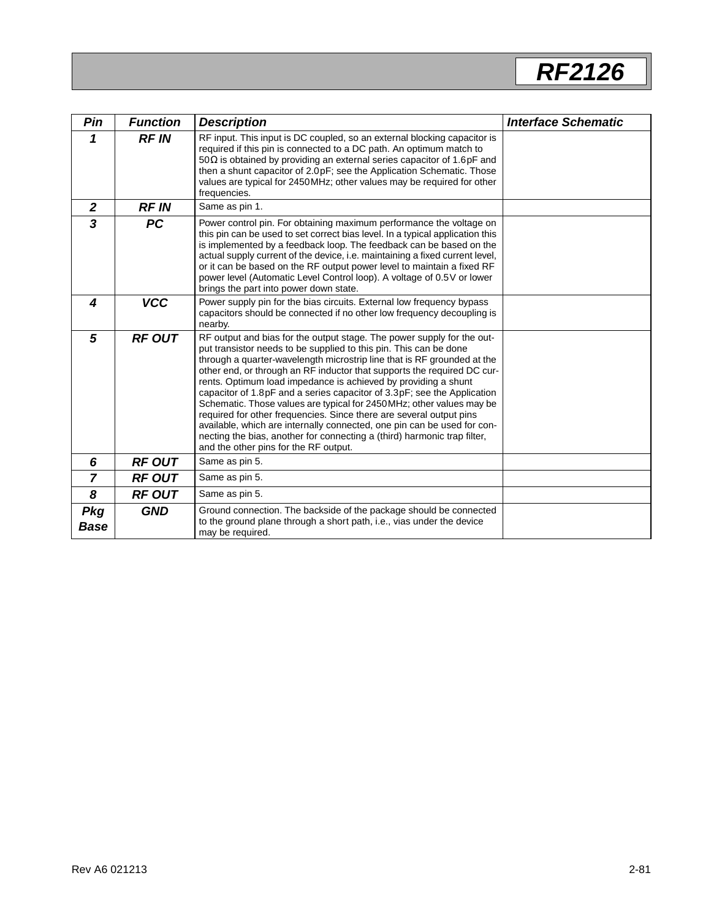| Pin | Function | Description | Interface Schematic |
|---|---|---|---|
| 1 | RF IN | RF input. This input is DC coupled, so an external blocking capacitor is required if this pin is connected to a DC path. An optimum match to 50Ω is obtained by providing an external series capacitor of 1.6pF and then a shunt capacitor of 2.0pF; see the Application Schematic. Those values are typical for 2450MHz; other values may be required for other frequencies. | |
| 2 | RF IN | Same as pin 1. | |
| 3 | PC | Power control pin. For obtaining maximum performance the voltage on this pin can be used to set correct bias level. In a typical application this is implemented by a feedback loop. The feedback can be based on the actual supply current of the device, i.e. maintaining a fixed current level, or it can be based on the RF output power level to maintain a fixed RF power level (Automatic Level Control loop). A voltage of 0.5V or lower brings the part into power down state. | |
| 4 | VCC | Power supply pin for the bias circuits. External low frequency bypass capacitors should be connected if no other low frequency decoupling is nearby. | |
| 5 | RF OUT | RF output and bias for the output stage. The power supply for the output transistor needs to be supplied to this pin. This can be done through a quarter-wavelength microstrip line that is RF grounded at the other end, or through an RF inductor that supports the required DC currents. Optimum load impedance is achieved by providing a shunt capacitor of 1.8pF and a series capacitor of 3.3pF; see the Application Schematic. Those values are typical for 2450MHz; other values may be required for other frequencies. Since there are several output pins available, which are internally connected, one pin can be used for connecting the bias, another for connecting a (third) harmonic trap filter, and the other pins for the RF output. | |
| 6 | RF OUT | Same as pin 5. | |
| 7 | RF OUT | Same as pin 5. | |
| 8 | RF OUT | Same as pin 5. | |
| Pkg Base | GND | Ground connection. The backside of the package should be connected to the ground plane through a short path, i.e., vias under the device may be required. | |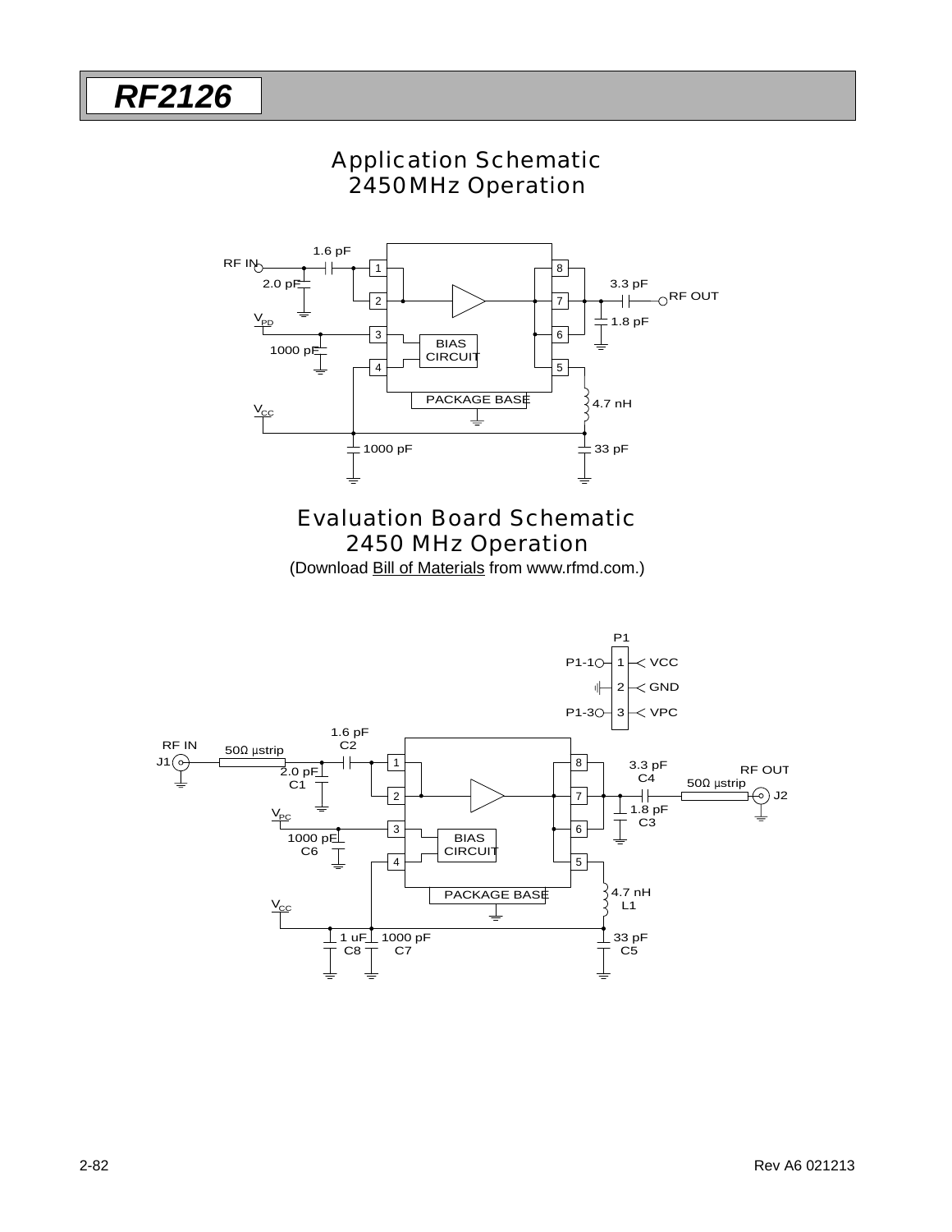# Application Schematic
## 2450MHz Operation

# Evaluation Board Schematic
## 2450 MHz Operation

(Download Bill of Materials from www.rfmd.com.)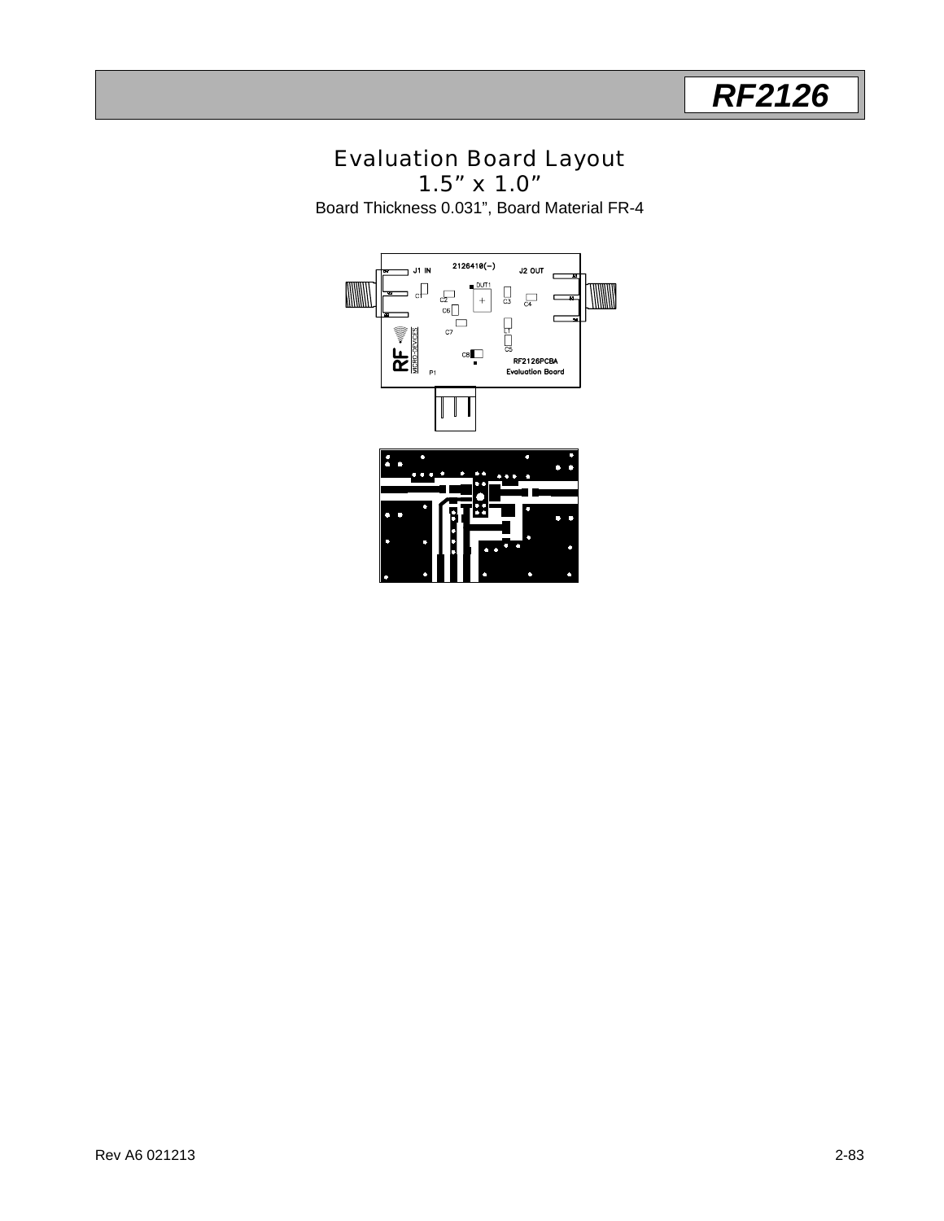## Evaluation Board Layout
## 1.5" x 1.0"

Board Thickness 0.031", Board Material FR-4

2126410(–)

J1 IN

J2 OUT

C1

C2

C3

C4

C5

C6

C7

C8

DUT1

P1

RF2126PCBA

Evaluation Board

RF

MICRO DEVICES